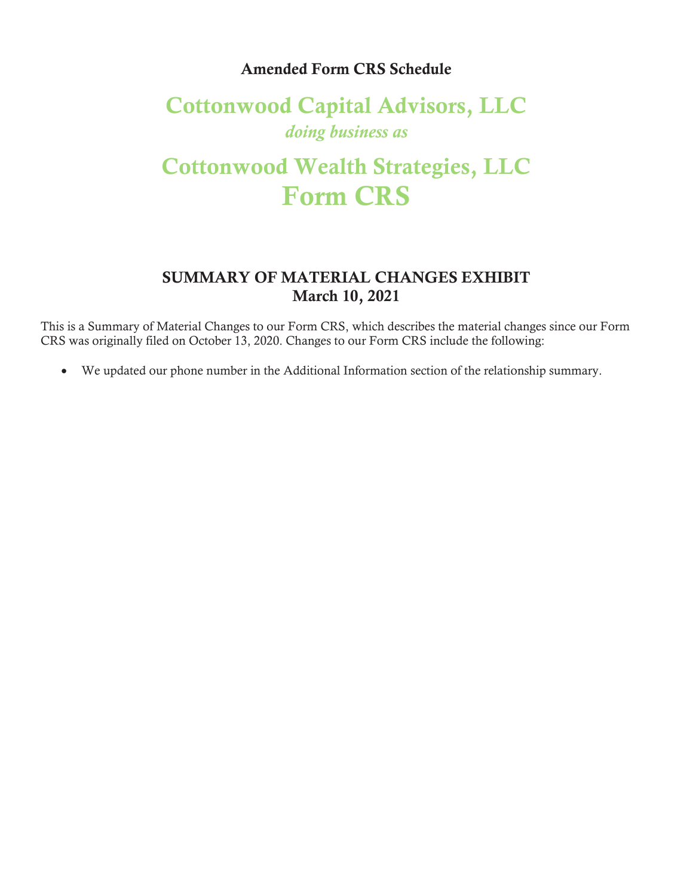**Amended Form CRS Schedule**

# Cottonwood Capital Advisors, LLC

*doing business as*

# Cottonwood Wealth Strategies, LLC

# Form CRS

## SUMMARY OF MATERIAL CHANGES EXHIBIT
## March 10, 2021

This is a Summary of Material Changes to our Form CRS, which describes the material changes since our Form CRS was originally filed on October 13, 2020. Changes to our Form CRS include the following:

- We updated our phone number in the Additional Information section of the relationship summary.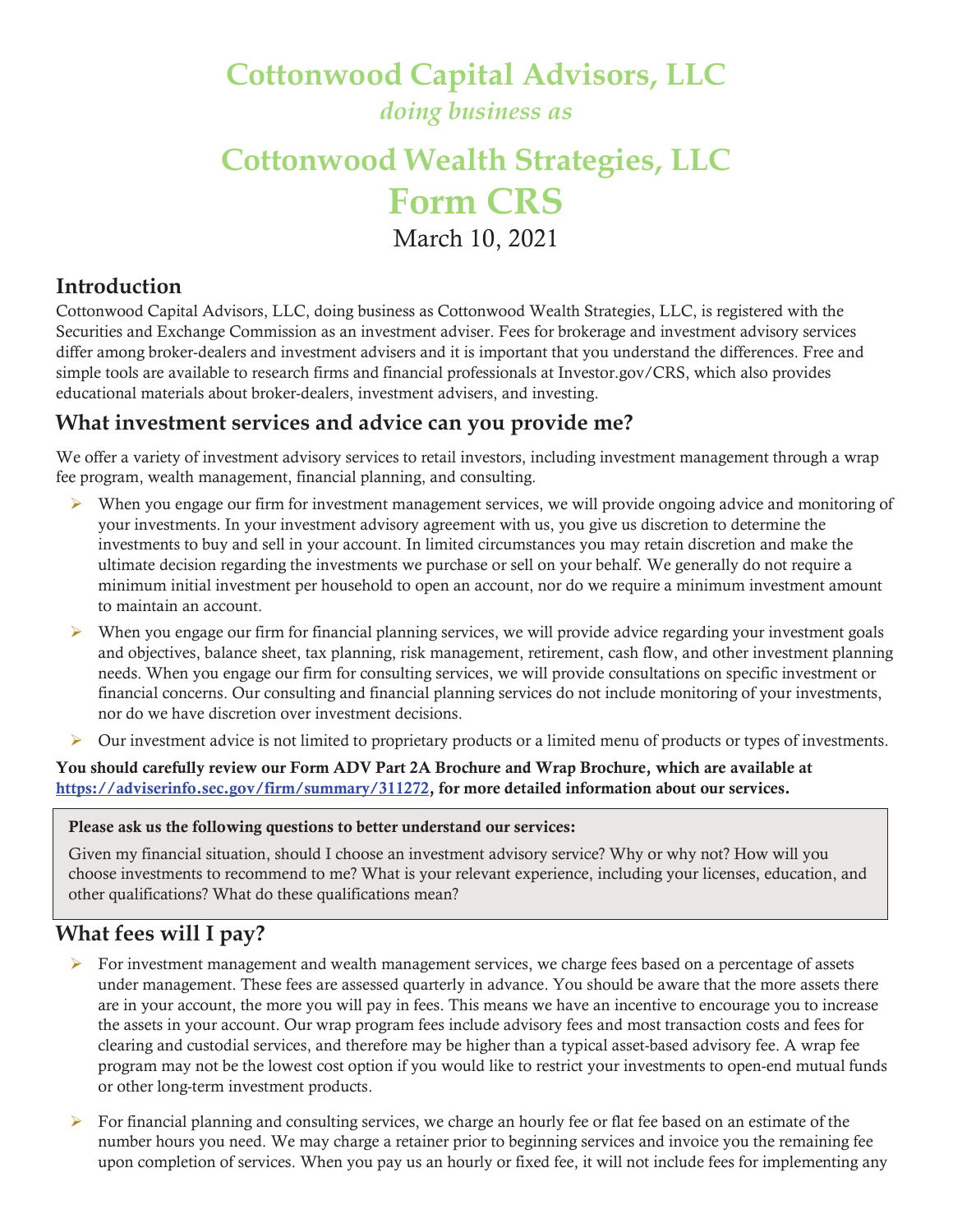# Cottonwood Capital Advisors, LLC

*doing business as*

# Cottonwood Wealth Strategies, LLC

# Form CRS

March 10, 2021

## Introduction

Cottonwood Capital Advisors, LLC, doing business as Cottonwood Wealth Strategies, LLC, is registered with the Securities and Exchange Commission as an investment adviser. Fees for brokerage and investment advisory services differ among broker-dealers and investment advisers and it is important that you understand the differences. Free and simple tools are available to research firms and financial professionals at Investor.gov/CRS, which also provides educational materials about broker-dealers, investment advisers, and investing.

## What investment services and advice can you provide me?

We offer a variety of investment advisory services to retail investors, including investment management through a wrap fee program, wealth management, financial planning, and consulting.

- When you engage our firm for investment management services, we will provide ongoing advice and monitoring of your investments. In your investment advisory agreement with us, you give us discretion to determine the investments to buy and sell in your account. In limited circumstances you may retain discretion and make the ultimate decision regarding the investments we purchase or sell on your behalf. We generally do not require a minimum initial investment per household to open an account, nor do we require a minimum investment amount to maintain an account.
- When you engage our firm for financial planning services, we will provide advice regarding your investment goals and objectives, balance sheet, tax planning, risk management, retirement, cash flow, and other investment planning needs. When you engage our firm for consulting services, we will provide consultations on specific investment or financial concerns. Our consulting and financial planning services do not include monitoring of your investments, nor do we have discretion over investment decisions.
- Our investment advice is not limited to proprietary products or a limited menu of products or types of investments.

**You should carefully review our Form ADV Part 2A Brochure and Wrap Brochure, which are available at [https://adviserinfo.sec.gov/firm/summary/311272](https://adviserinfo.sec.gov/firm/summary/311272), for more detailed information about our services.**

> **Please ask us the following questions to better understand our services:**
>
> Given my financial situation, should I choose an investment advisory service? Why or why not? How will you choose investments to recommend to me? What is your relevant experience, including your licenses, education, and other qualifications? What do these qualifications mean?

## What fees will I pay?

- For investment management and wealth management services, we charge fees based on a percentage of assets under management. These fees are assessed quarterly in advance. You should be aware that the more assets there are in your account, the more you will pay in fees. This means we have an incentive to encourage you to increase the assets in your account. Our wrap program fees include advisory fees and most transaction costs and fees for clearing and custodial services, and therefore may be higher than a typical asset-based advisory fee. A wrap fee program may not be the lowest cost option if you would like to restrict your investments to open-end mutual funds or other long-term investment products.
- For financial planning and consulting services, we charge an hourly fee or flat fee based on an estimate of the number hours you need. We may charge a retainer prior to beginning services and invoice you the remaining fee upon completion of services. When you pay us an hourly or fixed fee, it will not include fees for implementing any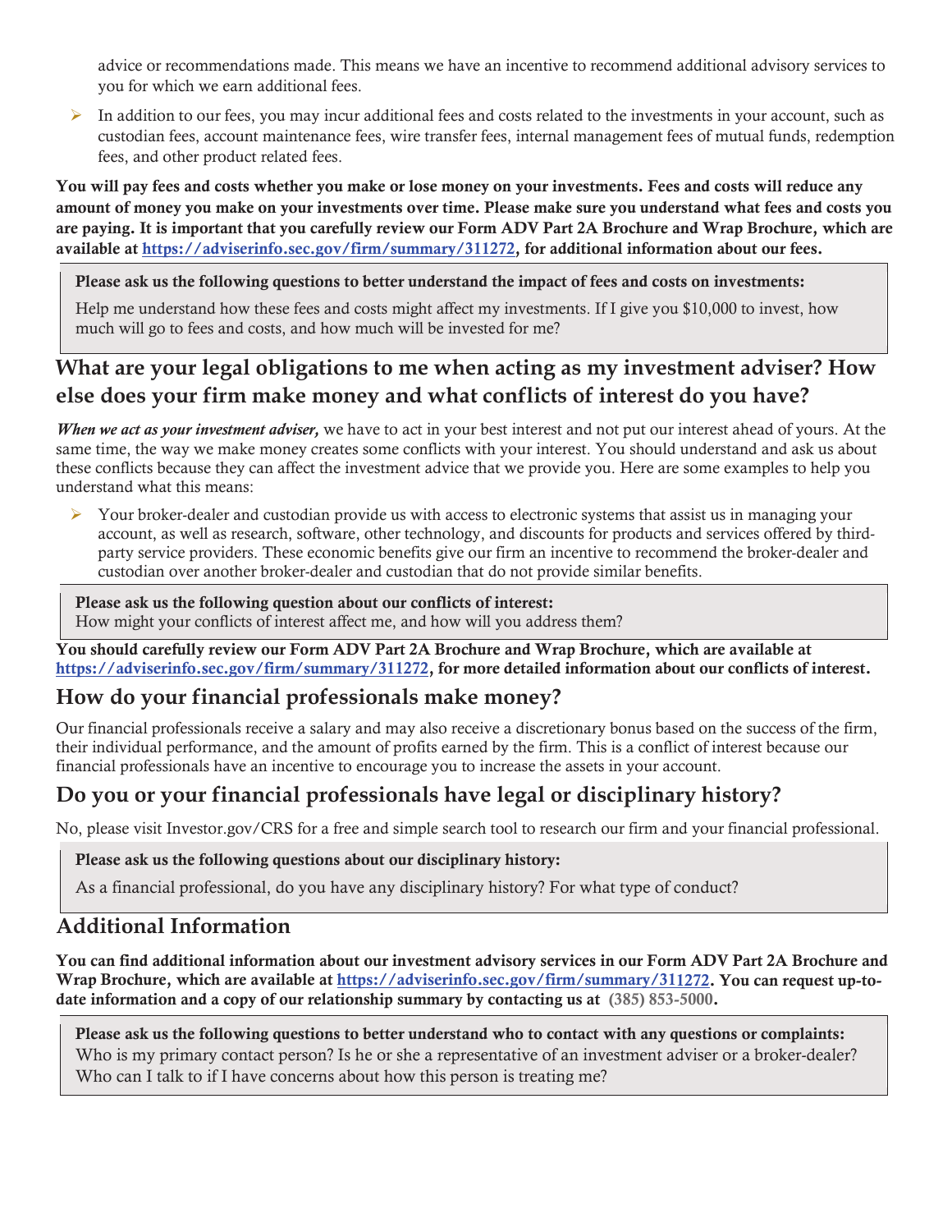advice or recommendations made. This means we have an incentive to recommend additional advisory services to you for which we earn additional fees.

- In addition to our fees, you may incur additional fees and costs related to the investments in your account, such as custodian fees, account maintenance fees, wire transfer fees, internal management fees of mutual funds, redemption fees, and other product related fees.

**You will pay fees and costs whether you make or lose money on your investments. Fees and costs will reduce any amount of money you make on your investments over time. Please make sure you understand what fees and costs you are paying. It is important that you carefully review our Form ADV Part 2A Brochure and Wrap Brochure, which are available at [https://adviserinfo.sec.gov/firm/summary/311272](https://adviserinfo.sec.gov/firm/summary/311272), for additional information about our fees.**

> **Please ask us the following questions to better understand the impact of fees and costs on investments:**
>
> Help me understand how these fees and costs might affect my investments. If I give you $10,000 to invest, how much will go to fees and costs, and how much will be invested for me?

## What are your legal obligations to me when acting as my investment adviser? How else does your firm make money and what conflicts of interest do you have?

***When we act as your investment adviser,*** we have to act in your best interest and not put our interest ahead of yours. At the same time, the way we make money creates some conflicts with your interest. You should understand and ask us about these conflicts because they can affect the investment advice that we provide you. Here are some examples to help you understand what this means:

- Your broker-dealer and custodian provide us with access to electronic systems that assist us in managing your account, as well as research, software, other technology, and discounts for products and services offered by third-party service providers. These economic benefits give our firm an incentive to recommend the broker-dealer and custodian over another broker-dealer and custodian that do not provide similar benefits.

> **Please ask us the following question about our conflicts of interest:**
> How might your conflicts of interest affect me, and how will you address them?

**You should carefully review our Form ADV Part 2A Brochure and Wrap Brochure, which are available at [https://adviserinfo.sec.gov/firm/summary/311272](https://adviserinfo.sec.gov/firm/summary/311272), for more detailed information about our conflicts of interest.**

## How do your financial professionals make money?

Our financial professionals receive a salary and may also receive a discretionary bonus based on the success of the firm, their individual performance, and the amount of profits earned by the firm. This is a conflict of interest because our financial professionals have an incentive to encourage you to increase the assets in your account.

## Do you or your financial professionals have legal or disciplinary history?

No, please visit Investor.gov/CRS for a free and simple search tool to research our firm and your financial professional.

> **Please ask us the following questions about our disciplinary history:**
>
> As a financial professional, do you have any disciplinary history? For what type of conduct?

## Additional Information

**You can find additional information about our investment advisory services in our Form ADV Part 2A Brochure and Wrap Brochure, which are available at [https://adviserinfo.sec.gov/firm/summary/311272](https://adviserinfo.sec.gov/firm/summary/311272). You can request up-to-date information and a copy of our relationship summary by contacting us at (385) 853-5000.**

> **Please ask us the following questions to better understand who to contact with any questions or complaints:**
> Who is my primary contact person? Is he or she a representative of an investment adviser or a broker-dealer? Who can I talk to if I have concerns about how this person is treating me?